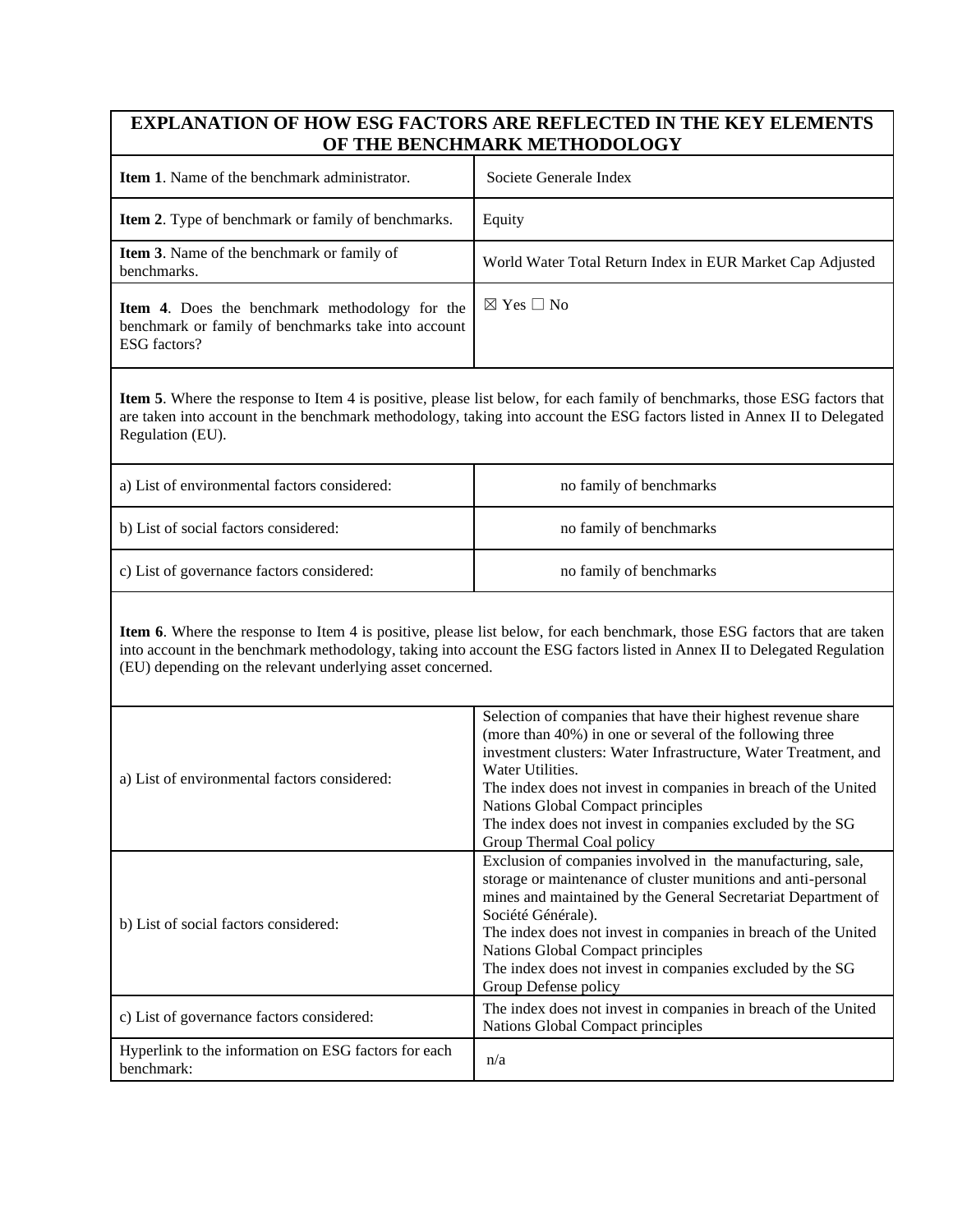| EXPLANATION OF HOW ESG FACTORS ARE REFLECTED IN THE KEY ELEMENTS OF THE BENCHMARK METHODOLOGY | |
|---|---|
| **Item 1**. Name of the benchmark administrator. | Societe Generale Index |
| **Item 2**. Type of benchmark or family of benchmarks. | Equity |
| **Item 3**. Name of the benchmark or family of benchmarks. | World Water Total Return Index in EUR Market Cap Adjusted |
| **Item 4**. Does the benchmark methodology for the benchmark or family of benchmarks take into account ESG factors? | ☒ Yes ☐ No |
| **Item 5**. Where the response to Item 4 is positive, please list below, for each family of benchmarks, those ESG factors that are taken into account in the benchmark methodology, taking into account the ESG factors listed in Annex II to Delegated Regulation (EU). | |
| a) List of environmental factors considered: | no family of benchmarks |
| b) List of social factors considered: | no family of benchmarks |
| c) List of governance factors considered: | no family of benchmarks |
| **Item 6**. Where the response to Item 4 is positive, please list below, for each benchmark, those ESG factors that are taken into account in the benchmark methodology, taking into account the ESG factors listed in Annex II to Delegated Regulation (EU) depending on the relevant underlying asset concerned. | |
| a) List of environmental factors considered: | Selection of companies that have their highest revenue share (more than 40%) in one or several of the following three investment clusters: Water Infrastructure, Water Treatment, and Water Utilities.<br>The index does not invest in companies in breach of the United Nations Global Compact principles<br>The index does not invest in companies excluded by the SG Group Thermal Coal policy |
| b) List of social factors considered: | Exclusion of companies involved in the manufacturing, sale, storage or maintenance of cluster munitions and anti-personal mines and maintained by the General Secretariat Department of Société Générale).<br>The index does not invest in companies in breach of the United Nations Global Compact principles<br>The index does not invest in companies excluded by the SG Group Defense policy |
| c) List of governance factors considered: | The index does not invest in companies in breach of the United Nations Global Compact principles |
| Hyperlink to the information on ESG factors for each benchmark: | n/a |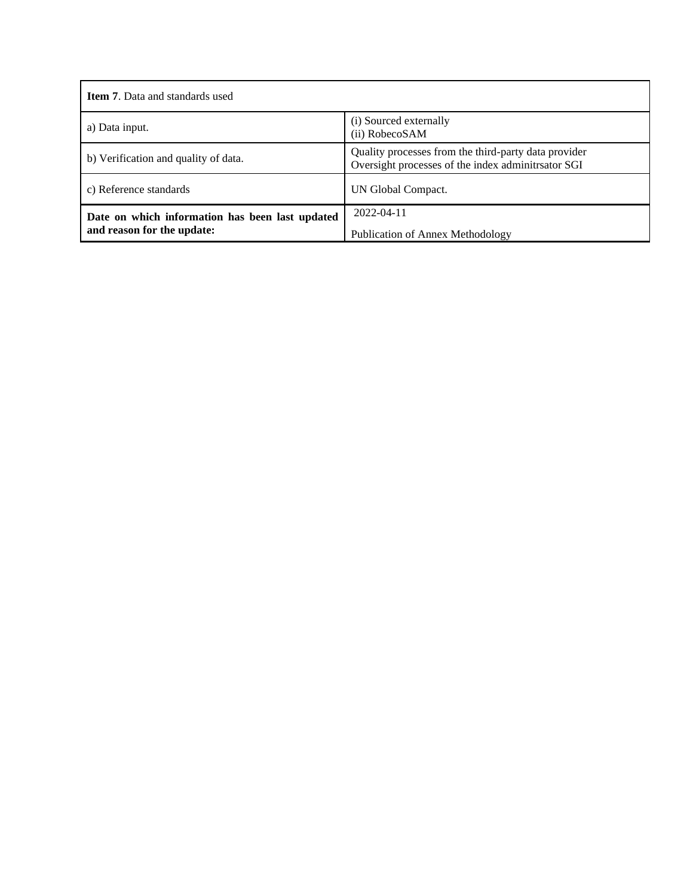| **Item 7**. Data and standards used | |
|---|---|
| a) Data input. | (i) Sourced externally<br>(ii) RobecoSAM |
| b) Verification and quality of data. | Quality processes from the third-party data provider<br>Oversight processes of the index adminitrsator SGI |
| c) Reference standards | UN Global Compact. |
| **Date on which information has been last updated and reason for the update:** | 2022-04-11<br><br>Publication of Annex Methodology |